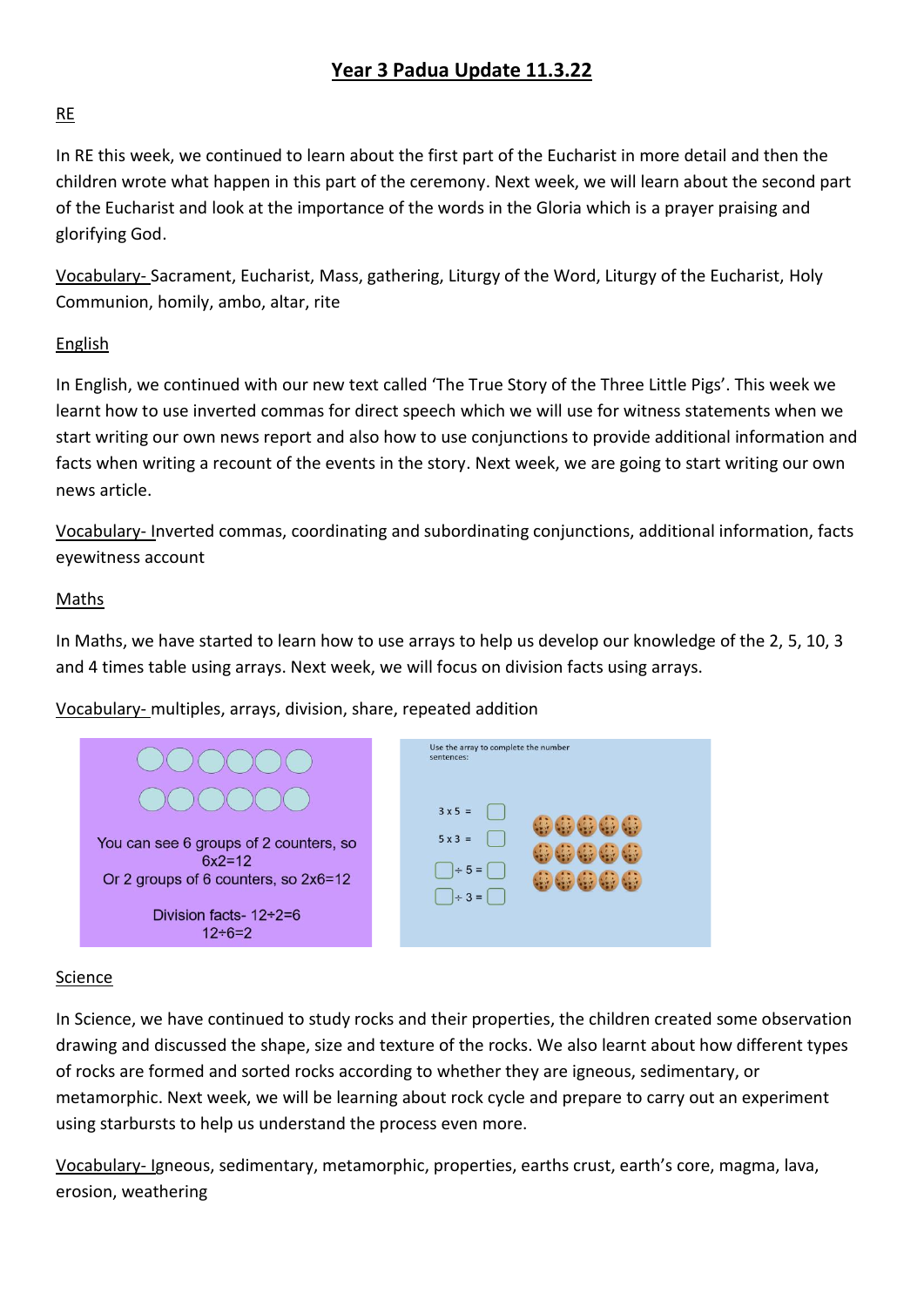# Year 3 Padua Update 11.3.22

## RE

In RE this week, we continued to learn about the first part of the Eucharist in more detail and then the children wrote what happen in this part of the ceremony. Next week, we will learn about the second part of the Eucharist and look at the importance of the words in the Gloria which is a prayer praising and glorifying God.

Vocabulary- Sacrament, Eucharist, Mass, gathering, Liturgy of the Word, Liturgy of the Eucharist, Holy Communion, homily, ambo, altar, rite

## English

In English, we continued with our new text called 'The True Story of the Three Little Pigs'. This week we learnt how to use inverted commas for direct speech which we will use for witness statements when we start writing our own news report and also how to use conjunctions to provide additional information and facts when writing a recount of the events in the story. Next week, we are going to start writing our own news article.

Vocabulary- Inverted commas, coordinating and subordinating conjunctions, additional information, facts eyewitness account

## Maths

In Maths, we have started to learn how to use arrays to help us develop our knowledge of the 2, 5, 10, 3 and 4 times table using arrays. Next week, we will focus on division facts using arrays.

Vocabulary- multiples, arrays, division, share, repeated addition

You can see 6 groups of 2 counters, so $6 \times 2 = 12$
Or 2 groups of 6 counters, so $2 \times 6 = 12$

Division facts- $12 \div 2 = 6$
$12 \div 6 = 2$

Use the array to complete the number sentences:

$3 \times 5 = \square$

$5 \times 3 = \square$

$\square \div 5 = \square$

$\square \div 3 = \square$

## Science

In Science, we have continued to study rocks and their properties, the children created some observation drawing and discussed the shape, size and texture of the rocks. We also learnt about how different types of rocks are formed and sorted rocks according to whether they are igneous, sedimentary, or metamorphic. Next week, we will be learning about rock cycle and prepare to carry out an experiment using starbursts to help us understand the process even more.

Vocabulary- Igneous, sedimentary, metamorphic, properties, earths crust, earth's core, magma, lava, erosion, weathering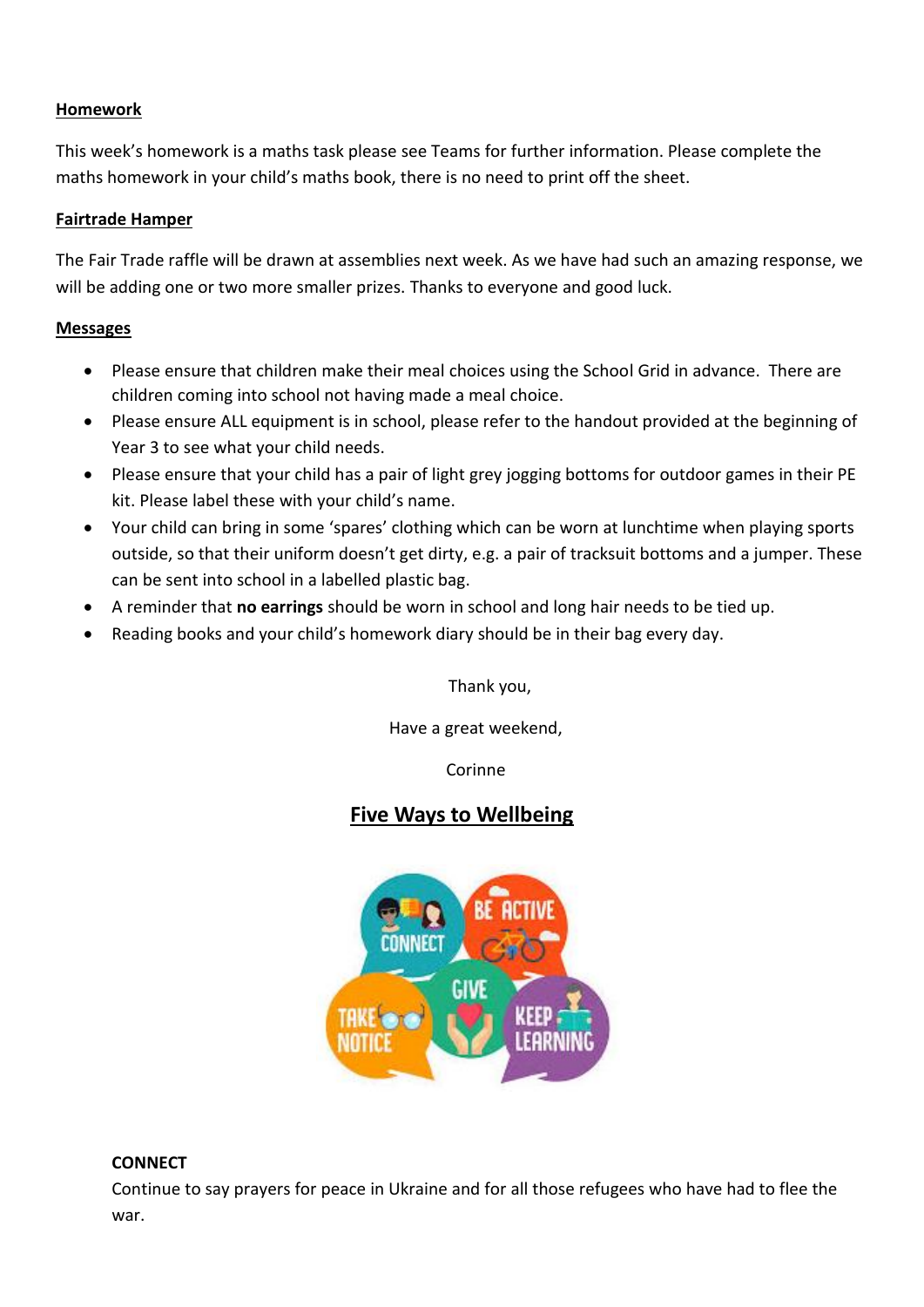**Homework**

This week's homework is a maths task please see Teams for further information. Please complete the maths homework in your child's maths book, there is no need to print off the sheet.

**Fairtrade Hamper**

The Fair Trade raffle will be drawn at assemblies next week. As we have had such an amazing response, we will be adding one or two more smaller prizes. Thanks to everyone and good luck.

**Messages**

- Please ensure that children make their meal choices using the School Grid in advance. There are children coming into school not having made a meal choice.
- Please ensure ALL equipment is in school, please refer to the handout provided at the beginning of Year 3 to see what your child needs.
- Please ensure that your child has a pair of light grey jogging bottoms for outdoor games in their PE kit. Please label these with your child's name.
- Your child can bring in some 'spares' clothing which can be worn at lunchtime when playing sports outside, so that their uniform doesn't get dirty, e.g. a pair of tracksuit bottoms and a jumper. These can be sent into school in a labelled plastic bag.
- A reminder that **no earrings** should be worn in school and long hair needs to be tied up.
- Reading books and your child's homework diary should be in their bag every day.

Thank you,

Have a great weekend,

Corinne

## Five Ways to Wellbeing

CONNECT
BE ACTIVE
GIVE
TAKE NOTICE
KEEP LEARNING

**CONNECT**

Continue to say prayers for peace in Ukraine and for all those refugees who have had to flee the war.